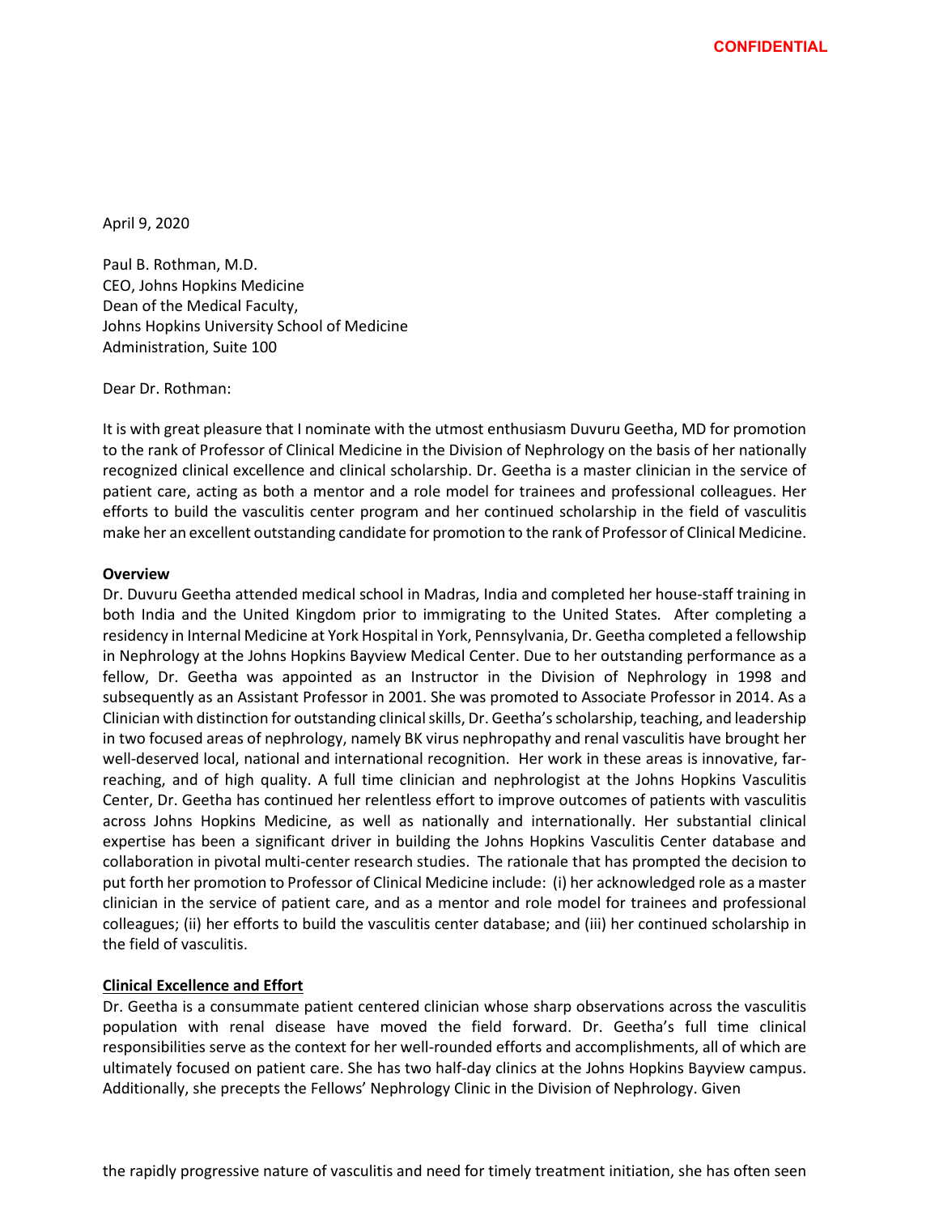**CONFIDENTIAL**

April 9, 2020

Paul B. Rothman, M.D.
CEO, Johns Hopkins Medicine
Dean of the Medical Faculty,
Johns Hopkins University School of Medicine
Administration, Suite 100

Dear Dr. Rothman:

It is with great pleasure that I nominate with the utmost enthusiasm Duvuru Geetha, MD for promotion to the rank of Professor of Clinical Medicine in the Division of Nephrology on the basis of her nationally recognized clinical excellence and clinical scholarship. Dr. Geetha is a master clinician in the service of patient care, acting as both a mentor and a role model for trainees and professional colleagues. Her efforts to build the vasculitis center program and her continued scholarship in the field of vasculitis make her an excellent outstanding candidate for promotion to the rank of Professor of Clinical Medicine.

**Overview**

Dr. Duvuru Geetha attended medical school in Madras, India and completed her house-staff training in both India and the United Kingdom prior to immigrating to the United States. After completing a residency in Internal Medicine at York Hospital in York, Pennsylvania, Dr. Geetha completed a fellowship in Nephrology at the Johns Hopkins Bayview Medical Center. Due to her outstanding performance as a fellow, Dr. Geetha was appointed as an Instructor in the Division of Nephrology in 1998 and subsequently as an Assistant Professor in 2001. She was promoted to Associate Professor in 2014. As a Clinician with distinction for outstanding clinical skills, Dr. Geetha's scholarship, teaching, and leadership in two focused areas of nephrology, namely BK virus nephropathy and renal vasculitis have brought her well-deserved local, national and international recognition. Her work in these areas is innovative, far-reaching, and of high quality. A full time clinician and nephrologist at the Johns Hopkins Vasculitis Center, Dr. Geetha has continued her relentless effort to improve outcomes of patients with vasculitis across Johns Hopkins Medicine, as well as nationally and internationally. Her substantial clinical expertise has been a significant driver in building the Johns Hopkins Vasculitis Center database and collaboration in pivotal multi-center research studies. The rationale that has prompted the decision to put forth her promotion to Professor of Clinical Medicine include: (i) her acknowledged role as a master clinician in the service of patient care, and as a mentor and role model for trainees and professional colleagues; (ii) her efforts to build the vasculitis center database; and (iii) her continued scholarship in the field of vasculitis.

**Clinical Excellence and Effort**

Dr. Geetha is a consummate patient centered clinician whose sharp observations across the vasculitis population with renal disease have moved the field forward. Dr. Geetha's full time clinical responsibilities serve as the context for her well-rounded efforts and accomplishments, all of which are ultimately focused on patient care. She has two half-day clinics at the Johns Hopkins Bayview campus. Additionally, she precepts the Fellows' Nephrology Clinic in the Division of Nephrology. Given

the rapidly progressive nature of vasculitis and need for timely treatment initiation, she has often seen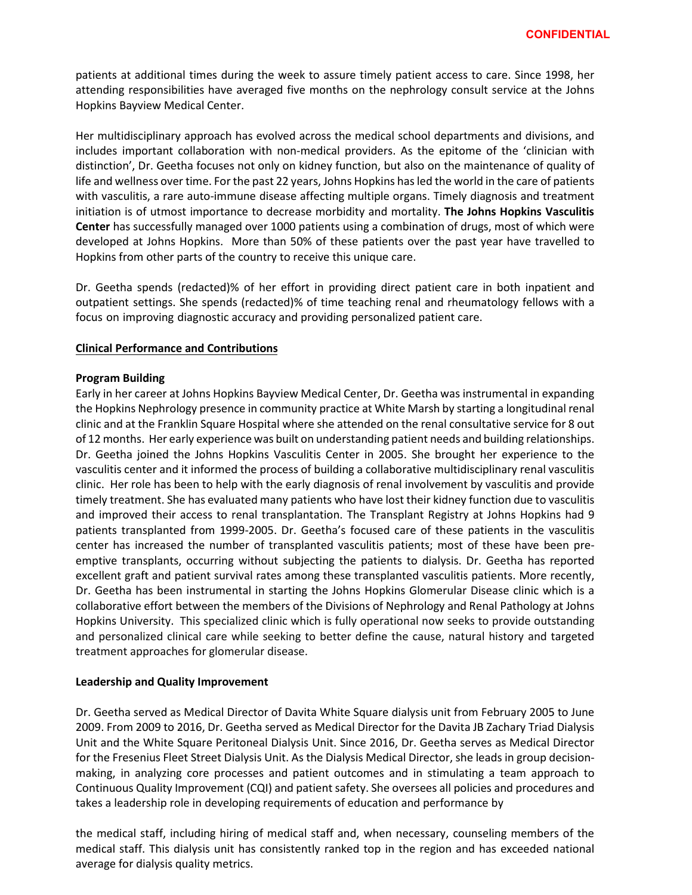patients at additional times during the week to assure timely patient access to care. Since 1998, her attending responsibilities have averaged five months on the nephrology consult service at the Johns Hopkins Bayview Medical Center.

Her multidisciplinary approach has evolved across the medical school departments and divisions, and includes important collaboration with non-medical providers. As the epitome of the 'clinician with distinction', Dr. Geetha focuses not only on kidney function, but also on the maintenance of quality of life and wellness over time. For the past 22 years, Johns Hopkins has led the world in the care of patients with vasculitis, a rare auto-immune disease affecting multiple organs. Timely diagnosis and treatment initiation is of utmost importance to decrease morbidity and mortality. **The Johns Hopkins Vasculitis Center** has successfully managed over 1000 patients using a combination of drugs, most of which were developed at Johns Hopkins. More than 50% of these patients over the past year have travelled to Hopkins from other parts of the country to receive this unique care.

Dr. Geetha spends (redacted)% of her effort in providing direct patient care in both inpatient and outpatient settings. She spends (redacted)% of time teaching renal and rheumatology fellows with a focus on improving diagnostic accuracy and providing personalized patient care.

## Clinical Performance and Contributions

### Program Building

Early in her career at Johns Hopkins Bayview Medical Center, Dr. Geetha was instrumental in expanding the Hopkins Nephrology presence in community practice at White Marsh by starting a longitudinal renal clinic and at the Franklin Square Hospital where she attended on the renal consultative service for 8 out of 12 months. Her early experience was built on understanding patient needs and building relationships. Dr. Geetha joined the Johns Hopkins Vasculitis Center in 2005. She brought her experience to the vasculitis center and it informed the process of building a collaborative multidisciplinary renal vasculitis clinic. Her role has been to help with the early diagnosis of renal involvement by vasculitis and provide timely treatment. She has evaluated many patients who have lost their kidney function due to vasculitis and improved their access to renal transplantation. The Transplant Registry at Johns Hopkins had 9 patients transplanted from 1999-2005. Dr. Geetha's focused care of these patients in the vasculitis center has increased the number of transplanted vasculitis patients; most of these have been pre-emptive transplants, occurring without subjecting the patients to dialysis. Dr. Geetha has reported excellent graft and patient survival rates among these transplanted vasculitis patients. More recently, Dr. Geetha has been instrumental in starting the Johns Hopkins Glomerular Disease clinic which is a collaborative effort between the members of the Divisions of Nephrology and Renal Pathology at Johns Hopkins University. This specialized clinic which is fully operational now seeks to provide outstanding and personalized clinical care while seeking to better define the cause, natural history and targeted treatment approaches for glomerular disease.

### Leadership and Quality Improvement

Dr. Geetha served as Medical Director of Davita White Square dialysis unit from February 2005 to June 2009. From 2009 to 2016, Dr. Geetha served as Medical Director for the Davita JB Zachary Triad Dialysis Unit and the White Square Peritoneal Dialysis Unit. Since 2016, Dr. Geetha serves as Medical Director for the Fresenius Fleet Street Dialysis Unit. As the Dialysis Medical Director, she leads in group decision-making, in analyzing core processes and patient outcomes and in stimulating a team approach to Continuous Quality Improvement (CQI) and patient safety. She oversees all policies and procedures and takes a leadership role in developing requirements of education and performance by

the medical staff, including hiring of medical staff and, when necessary, counseling members of the medical staff. This dialysis unit has consistently ranked top in the region and has exceeded national average for dialysis quality metrics.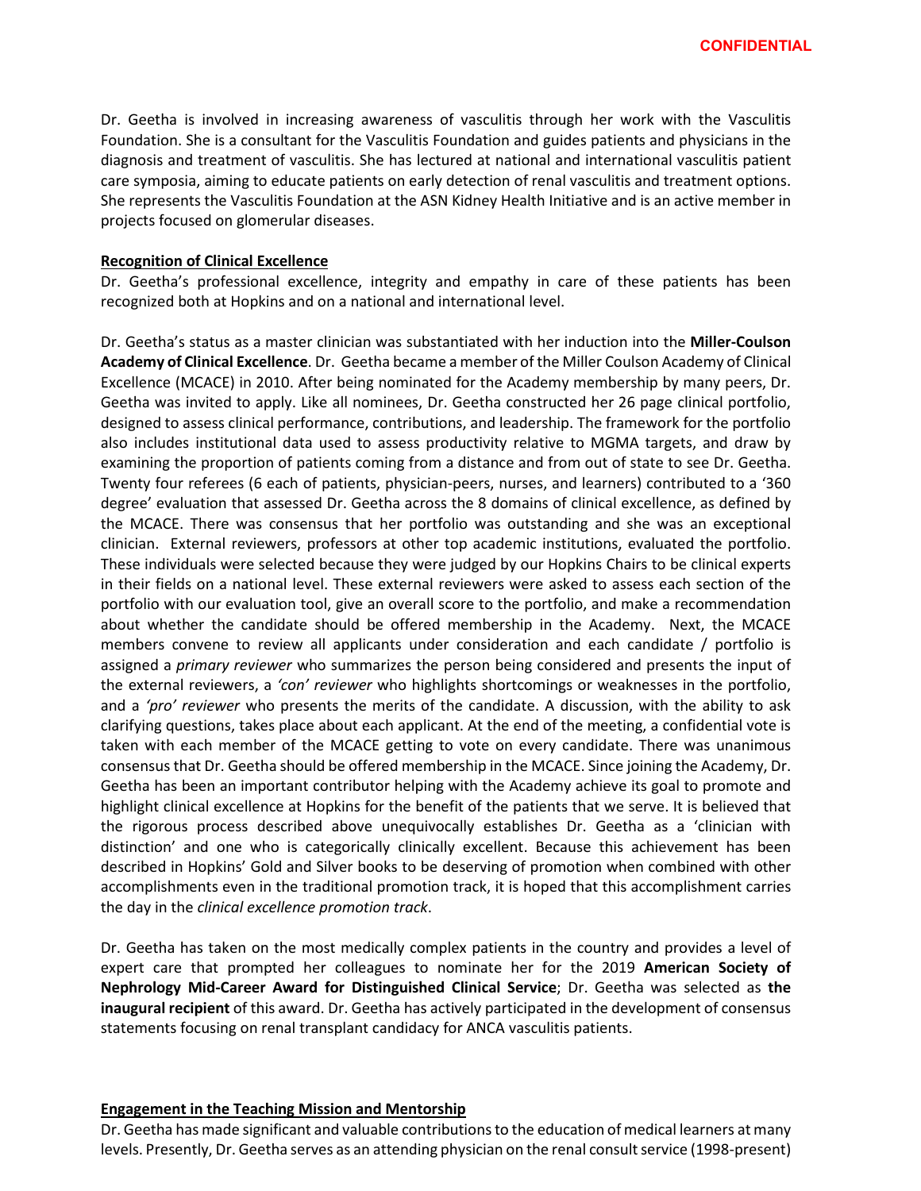Dr. Geetha is involved in increasing awareness of vasculitis through her work with the Vasculitis Foundation. She is a consultant for the Vasculitis Foundation and guides patients and physicians in the diagnosis and treatment of vasculitis. She has lectured at national and international vasculitis patient care symposia, aiming to educate patients on early detection of renal vasculitis and treatment options. She represents the Vasculitis Foundation at the ASN Kidney Health Initiative and is an active member in projects focused on glomerular diseases.

**Recognition of Clinical Excellence**

Dr. Geetha's professional excellence, integrity and empathy in care of these patients has been recognized both at Hopkins and on a national and international level.

Dr. Geetha's status as a master clinician was substantiated with her induction into the **Miller-Coulson Academy of Clinical Excellence**. Dr. Geetha became a member of the Miller Coulson Academy of Clinical Excellence (MCACE) in 2010. After being nominated for the Academy membership by many peers, Dr. Geetha was invited to apply. Like all nominees, Dr. Geetha constructed her 26 page clinical portfolio, designed to assess clinical performance, contributions, and leadership. The framework for the portfolio also includes institutional data used to assess productivity relative to MGMA targets, and draw by examining the proportion of patients coming from a distance and from out of state to see Dr. Geetha. Twenty four referees (6 each of patients, physician-peers, nurses, and learners) contributed to a '360 degree' evaluation that assessed Dr. Geetha across the 8 domains of clinical excellence, as defined by the MCACE. There was consensus that her portfolio was outstanding and she was an exceptional clinician. External reviewers, professors at other top academic institutions, evaluated the portfolio. These individuals were selected because they were judged by our Hopkins Chairs to be clinical experts in their fields on a national level. These external reviewers were asked to assess each section of the portfolio with our evaluation tool, give an overall score to the portfolio, and make a recommendation about whether the candidate should be offered membership in the Academy. Next, the MCACE members convene to review all applicants under consideration and each candidate / portfolio is assigned a *primary reviewer* who summarizes the person being considered and presents the input of the external reviewers, a *'con' reviewer* who highlights shortcomings or weaknesses in the portfolio, and a *'pro' reviewer* who presents the merits of the candidate. A discussion, with the ability to ask clarifying questions, takes place about each applicant. At the end of the meeting, a confidential vote is taken with each member of the MCACE getting to vote on every candidate. There was unanimous consensus that Dr. Geetha should be offered membership in the MCACE. Since joining the Academy, Dr. Geetha has been an important contributor helping with the Academy achieve its goal to promote and highlight clinical excellence at Hopkins for the benefit of the patients that we serve. It is believed that the rigorous process described above unequivocally establishes Dr. Geetha as a 'clinician with distinction' and one who is categorically clinically excellent. Because this achievement has been described in Hopkins' Gold and Silver books to be deserving of promotion when combined with other accomplishments even in the traditional promotion track, it is hoped that this accomplishment carries the day in the *clinical excellence promotion track*.

Dr. Geetha has taken on the most medically complex patients in the country and provides a level of expert care that prompted her colleagues to nominate her for the 2019 **American Society of Nephrology Mid-Career Award for Distinguished Clinical Service**; Dr. Geetha was selected as **the inaugural recipient** of this award. Dr. Geetha has actively participated in the development of consensus statements focusing on renal transplant candidacy for ANCA vasculitis patients.

**Engagement in the Teaching Mission and Mentorship**

Dr. Geetha has made significant and valuable contributions to the education of medical learners at many levels. Presently, Dr. Geetha serves as an attending physician on the renal consult service (1998-present)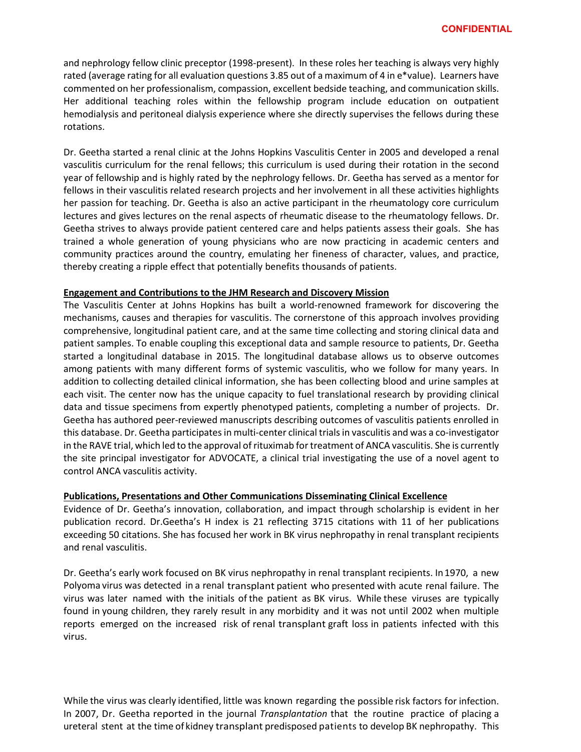and nephrology fellow clinic preceptor (1998-present). In these roles her teaching is always very highly rated (average rating for all evaluation questions 3.85 out of a maximum of 4 in e*value). Learners have commented on her professionalism, compassion, excellent bedside teaching, and communication skills. Her additional teaching roles within the fellowship program include education on outpatient hemodialysis and peritoneal dialysis experience where she directly supervises the fellows during these rotations.

Dr. Geetha started a renal clinic at the Johns Hopkins Vasculitis Center in 2005 and developed a renal vasculitis curriculum for the renal fellows; this curriculum is used during their rotation in the second year of fellowship and is highly rated by the nephrology fellows. Dr. Geetha has served as a mentor for fellows in their vasculitis related research projects and her involvement in all these activities highlights her passion for teaching. Dr. Geetha is also an active participant in the rheumatology core curriculum lectures and gives lectures on the renal aspects of rheumatic disease to the rheumatology fellows. Dr. Geetha strives to always provide patient centered care and helps patients assess their goals. She has trained a whole generation of young physicians who are now practicing in academic centers and community practices around the country, emulating her fineness of character, values, and practice, thereby creating a ripple effect that potentially benefits thousands of patients.

**Engagement and Contributions to the JHM Research and Discovery Mission**

The Vasculitis Center at Johns Hopkins has built a world-renowned framework for discovering the mechanisms, causes and therapies for vasculitis. The cornerstone of this approach involves providing comprehensive, longitudinal patient care, and at the same time collecting and storing clinical data and patient samples. To enable coupling this exceptional data and sample resource to patients, Dr. Geetha started a longitudinal database in 2015. The longitudinal database allows us to observe outcomes among patients with many different forms of systemic vasculitis, who we follow for many years. In addition to collecting detailed clinical information, she has been collecting blood and urine samples at each visit. The center now has the unique capacity to fuel translational research by providing clinical data and tissue specimens from expertly phenotyped patients, completing a number of projects. Dr. Geetha has authored peer-reviewed manuscripts describing outcomes of vasculitis patients enrolled in this database. Dr. Geetha participates in multi-center clinical trials in vasculitis and was a co-investigator in the RAVE trial, which led to the approval of rituximab for treatment of ANCA vasculitis. She is currently the site principal investigator for ADVOCATE, a clinical trial investigating the use of a novel agent to control ANCA vasculitis activity.

**Publications, Presentations and Other Communications Disseminating Clinical Excellence**

Evidence of Dr. Geetha's innovation, collaboration, and impact through scholarship is evident in her publication record. Dr.Geetha's H index is 21 reflecting 3715 citations with 11 of her publications exceeding 50 citations. She has focused her work in BK virus nephropathy in renal transplant recipients and renal vasculitis.

Dr. Geetha's early work focused on BK virus nephropathy in renal transplant recipients. In 1970, a new Polyoma virus was detected in a renal transplant patient who presented with acute renal failure. The virus was later named with the initials of the patient as BK virus. While these viruses are typically found in young children, they rarely result in any morbidity and it was not until 2002 when multiple reports emerged on the increased risk of renal transplant graft loss in patients infected with this virus.

While the virus was clearly identified, little was known regarding the possible risk factors for infection. In 2007, Dr. Geetha reported in the journal *Transplantation* that the routine practice of placing a ureteral stent at the time of kidney transplant predisposed patients to develop BK nephropathy. This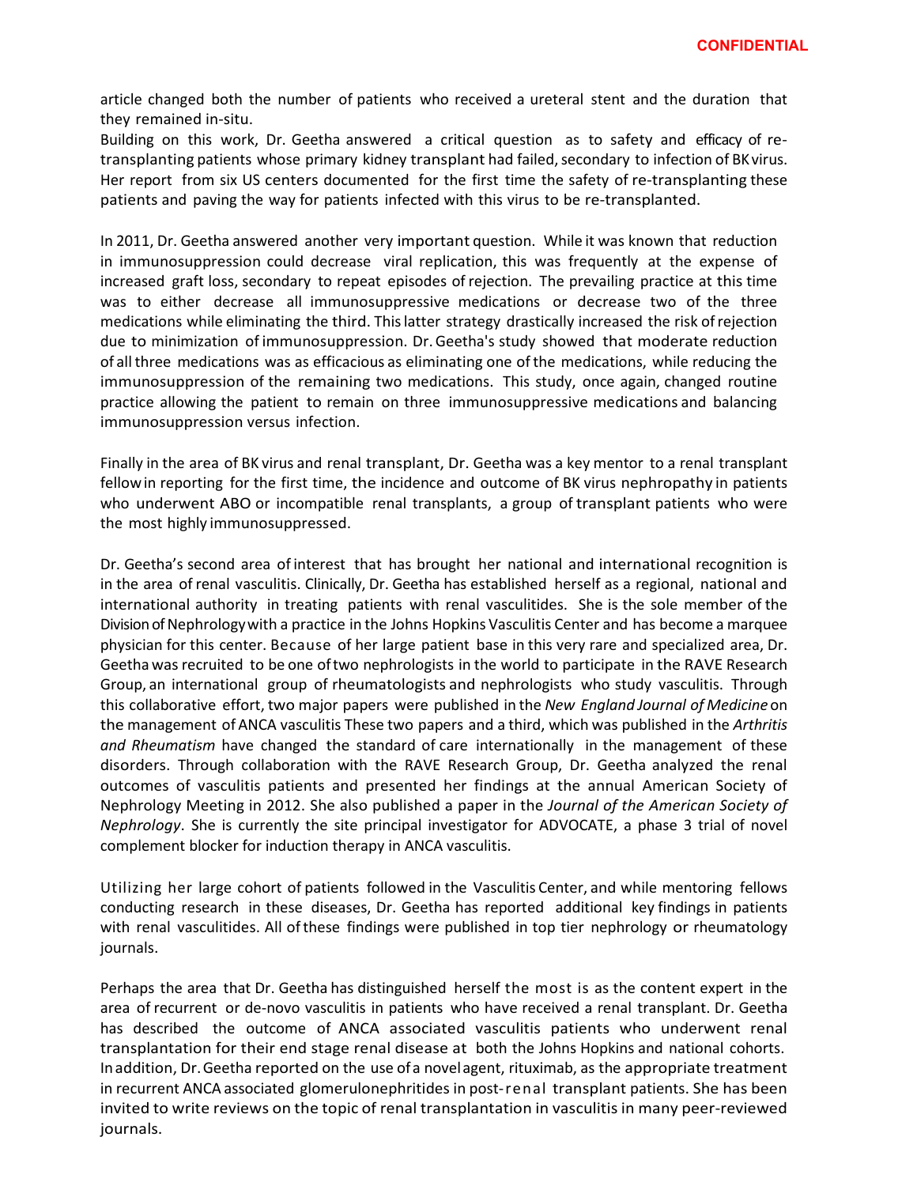article changed both the number of patients who received a ureteral stent and the duration that they remained in-situ.

Building on this work, Dr. Geetha answered a critical question as to safety and efficacy of re-transplanting patients whose primary kidney transplant had failed, secondary to infection of BK virus. Her report from six US centers documented for the first time the safety of re-transplanting these patients and paving the way for patients infected with this virus to be re-transplanted.

In 2011, Dr. Geetha answered another very important question. While it was known that reduction in immunosuppression could decrease viral replication, this was frequently at the expense of increased graft loss, secondary to repeat episodes of rejection. The prevailing practice at this time was to either decrease all immunosuppressive medications or decrease two of the three medications while eliminating the third. This latter strategy drastically increased the risk of rejection due to minimization of immunosuppression. Dr. Geetha's study showed that moderate reduction of all three medications was as efficacious as eliminating one of the medications, while reducing the immunosuppression of the remaining two medications. This study, once again, changed routine practice allowing the patient to remain on three immunosuppressive medications and balancing immunosuppression versus infection.

Finally in the area of BK virus and renal transplant, Dr. Geetha was a key mentor to a renal transplant fellow in reporting for the first time, the incidence and outcome of BK virus nephropathy in patients who underwent ABO or incompatible renal transplants, a group of transplant patients who were the most highly immunosuppressed.

Dr. Geetha's second area of interest that has brought her national and international recognition is in the area of renal vasculitis. Clinically, Dr. Geetha has established herself as a regional, national and international authority in treating patients with renal vasculitides. She is the sole member of the Division of Nephrology with a practice in the Johns Hopkins Vasculitis Center and has become a marquee physician for this center. Because of her large patient base in this very rare and specialized area, Dr. Geetha was recruited to be one of two nephrologists in the world to participate in the RAVE Research Group, an international group of rheumatologists and nephrologists who study vasculitis. Through this collaborative effort, two major papers were published in the *New England Journal of Medicine* on the management of ANCA vasculitis These two papers and a third, which was published in the *Arthritis and Rheumatism* have changed the standard of care internationally in the management of these disorders. Through collaboration with the RAVE Research Group, Dr. Geetha analyzed the renal outcomes of vasculitis patients and presented her findings at the annual American Society of Nephrology Meeting in 2012. She also published a paper in the *Journal of the American Society of Nephrology*. She is currently the site principal investigator for ADVOCATE, a phase 3 trial of novel complement blocker for induction therapy in ANCA vasculitis.

Utilizing her large cohort of patients followed in the Vasculitis Center, and while mentoring fellows conducting research in these diseases, Dr. Geetha has reported additional key findings in patients with renal vasculitides. All of these findings were published in top tier nephrology or rheumatology journals.

Perhaps the area that Dr. Geetha has distinguished herself the most is as the content expert in the area of recurrent or de-novo vasculitis in patients who have received a renal transplant. Dr. Geetha has described the outcome of ANCA associated vasculitis patients who underwent renal transplantation for their end stage renal disease at both the Johns Hopkins and national cohorts. In addition, Dr. Geetha reported on the use of a novel agent, rituximab, as the appropriate treatment in recurrent ANCA associated glomerulonephritides in post-renal transplant patients. She has been invited to write reviews on the topic of renal transplantation in vasculitis in many peer-reviewed journals.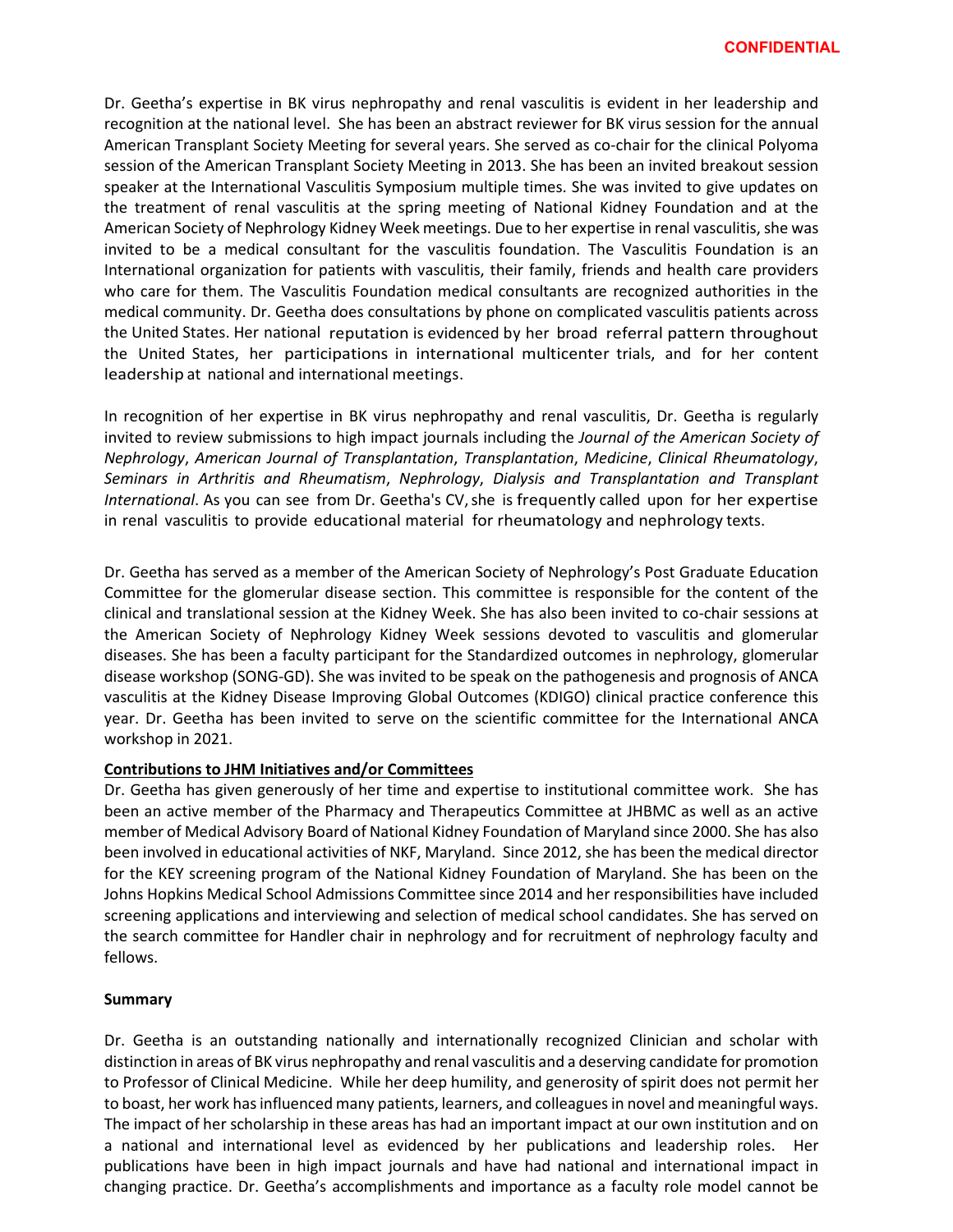CONFIDENTIAL

Dr. Geetha's expertise in BK virus nephropathy and renal vasculitis is evident in her leadership and recognition at the national level. She has been an abstract reviewer for BK virus session for the annual American Transplant Society Meeting for several years. She served as co-chair for the clinical Polyoma session of the American Transplant Society Meeting in 2013. She has been an invited breakout session speaker at the International Vasculitis Symposium multiple times. She was invited to give updates on the treatment of renal vasculitis at the spring meeting of National Kidney Foundation and at the American Society of Nephrology Kidney Week meetings. Due to her expertise in renal vasculitis, she was invited to be a medical consultant for the vasculitis foundation. The Vasculitis Foundation is an International organization for patients with vasculitis, their family, friends and health care providers who care for them. The Vasculitis Foundation medical consultants are recognized authorities in the medical community. Dr. Geetha does consultations by phone on complicated vasculitis patients across the United States. Her national reputation is evidenced by her broad referral pattern throughout the United States, her participations in international multicenter trials, and for her content leadership at national and international meetings.

In recognition of her expertise in BK virus nephropathy and renal vasculitis, Dr. Geetha is regularly invited to review submissions to high impact journals including the *Journal of the American Society of Nephrology*, *American Journal of Transplantation*, *Transplantation*, *Medicine*, *Clinical Rheumatology*, *Seminars in Arthritis and Rheumatism*, *Nephrology*, *Dialysis and Transplantation and Transplant International*. As you can see from Dr. Geetha's CV, she is frequently called upon for her expertise in renal vasculitis to provide educational material for rheumatology and nephrology texts.

Dr. Geetha has served as a member of the American Society of Nephrology's Post Graduate Education Committee for the glomerular disease section. This committee is responsible for the content of the clinical and translational session at the Kidney Week. She has also been invited to co-chair sessions at the American Society of Nephrology Kidney Week sessions devoted to vasculitis and glomerular diseases. She has been a faculty participant for the Standardized outcomes in nephrology, glomerular disease workshop (SONG-GD). She was invited to be speak on the pathogenesis and prognosis of ANCA vasculitis at the Kidney Disease Improving Global Outcomes (KDIGO) clinical practice conference this year. Dr. Geetha has been invited to serve on the scientific committee for the International ANCA workshop in 2021.

**Contributions to JHM Initiatives and/or Committees**

Dr. Geetha has given generously of her time and expertise to institutional committee work. She has been an active member of the Pharmacy and Therapeutics Committee at JHBMC as well as an active member of Medical Advisory Board of National Kidney Foundation of Maryland since 2000. She has also been involved in educational activities of NKF, Maryland. Since 2012, she has been the medical director for the KEY screening program of the National Kidney Foundation of Maryland. She has been on the Johns Hopkins Medical School Admissions Committee since 2014 and her responsibilities have included screening applications and interviewing and selection of medical school candidates. She has served on the search committee for Handler chair in nephrology and for recruitment of nephrology faculty and fellows.

**Summary**

Dr. Geetha is an outstanding nationally and internationally recognized Clinician and scholar with distinction in areas of BK virus nephropathy and renal vasculitis and a deserving candidate for promotion to Professor of Clinical Medicine. While her deep humility, and generosity of spirit does not permit her to boast, her work has influenced many patients, learners, and colleagues in novel and meaningful ways. The impact of her scholarship in these areas has had an important impact at our own institution and on a national and international level as evidenced by her publications and leadership roles. Her publications have been in high impact journals and have had national and international impact in changing practice. Dr. Geetha's accomplishments and importance as a faculty role model cannot be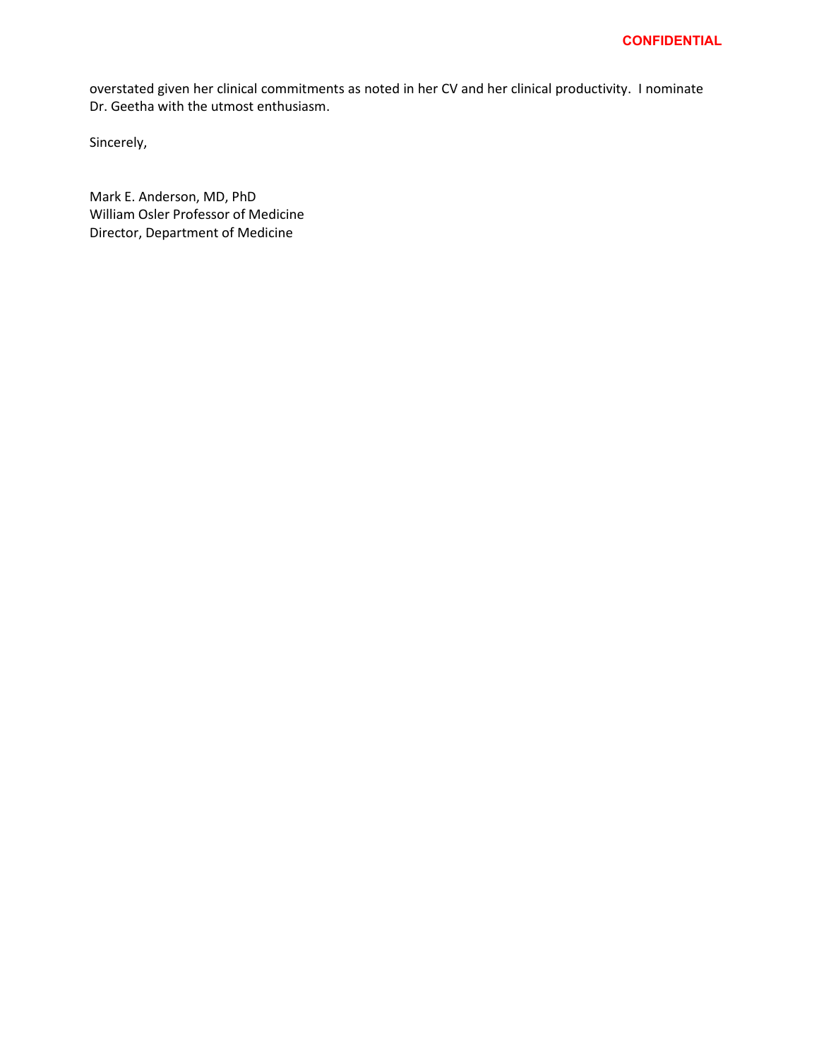CONFIDENTIAL

overstated given her clinical commitments as noted in her CV and her clinical productivity. I nominate Dr. Geetha with the utmost enthusiasm.

Sincerely,

Mark E. Anderson, MD, PhD
William Osler Professor of Medicine
Director, Department of Medicine